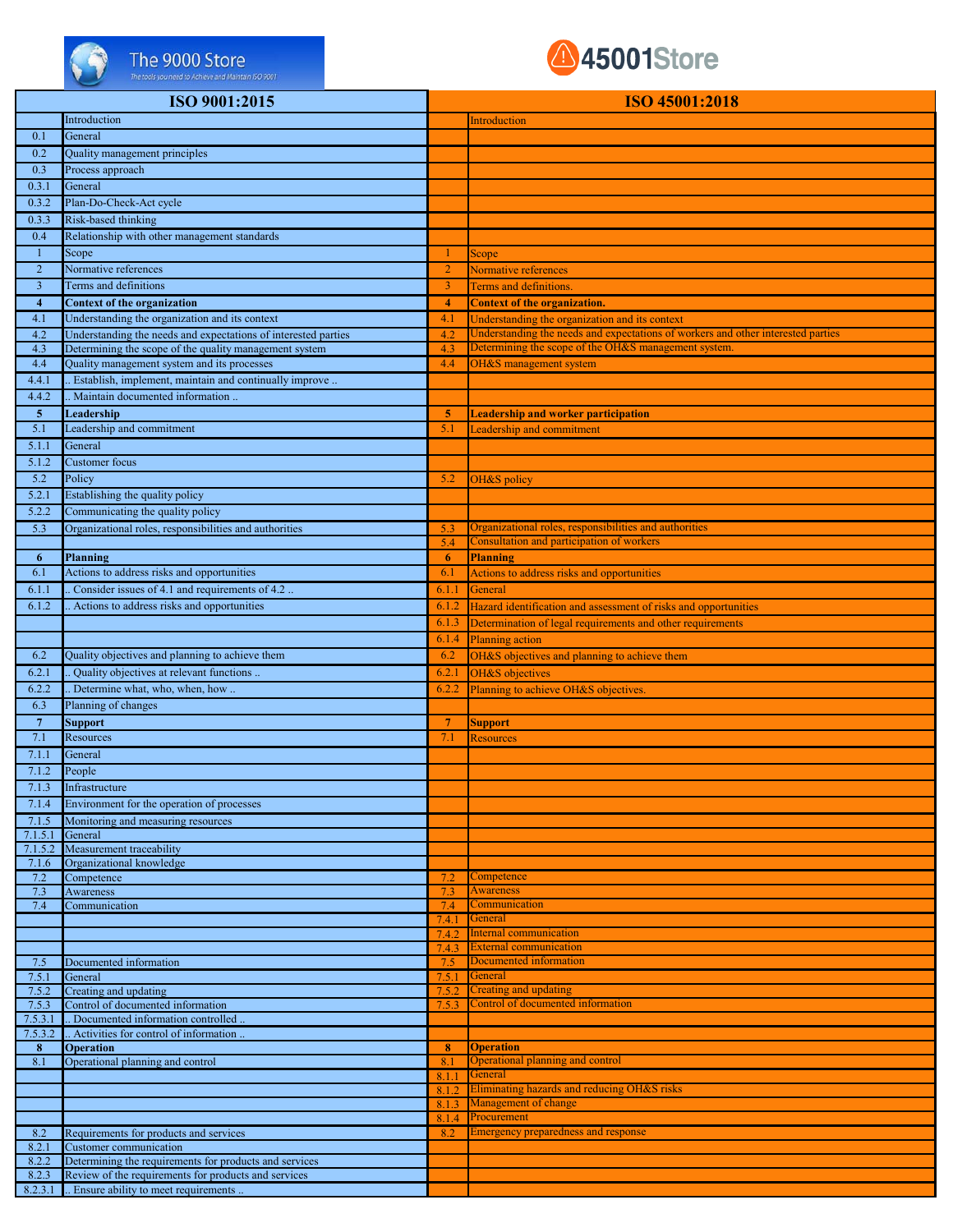The 9000 Store — The tools you need to Achieve and Maintain ISO 9001

45001Store

| ISO 9001:2015 | | ISO 45001:2018 | |
|---|---|---|---|
| | Introduction | | Introduction |
| 0.1 | General | | |
| 0.2 | Quality management principles | | |
| 0.3 | Process approach | | |
| 0.3.1 | General | | |
| 0.3.2 | Plan-Do-Check-Act cycle | | |
| 0.3.3 | Risk-based thinking | | |
| 0.4 | Relationship with other management standards | | |
| 1 | Scope | 1 | Scope |
| 2 | Normative references | 2 | Normative references |
| 3 | Terms and definitions | 3 | Terms and definitions. |
| **4** | **Context of the organization** | **4** | **Context of the organization.** |
| 4.1 | Understanding the organization and its context | 4.1 | Understanding the organization and its context |
| 4.2 | Understanding the needs and expectations of interested parties | 4.2 | Understanding the needs and expectations of workers and other interested parties |
| 4.3 | Determining the scope of the quality management system | 4.3 | Determining the scope of the OH&S management system. |
| 4.4 | Quality management system and its processes | 4.4 | OH&S management system |
| 4.4.1 | .. Establish, implement, maintain and continually improve .. | | |
| 4.4.2 | .. Maintain documented information .. | | |
| **5** | **Leadership** | **5** | **Leadership and worker participation** |
| 5.1 | Leadership and commitment | 5.1 | Leadership and commitment |
| 5.1.1 | General | | |
| 5.1.2 | Customer focus | | |
| 5.2 | Policy | 5.2 | OH&S policy |
| 5.2.1 | Establishing the quality policy | | |
| 5.2.2 | Communicating the quality policy | | |
| 5.3 | Organizational roles, responsibilities and authorities | 5.3 | Organizational roles, responsibilities and authorities |
| | | 5.4 | Consultation and participation of workers |
| **6** | **Planning** | **6** | **Planning** |
| 6.1 | Actions to address risks and opportunities | 6.1 | Actions to address risks and opportunities |
| 6.1.1 | .. Consider issues of 4.1 and requirements of 4.2 .. | 6.1.1 | General |
| 6.1.2 | .. Actions to address risks and opportunities | 6.1.2 | Hazard identification and assessment of risks and opportunities |
| | | 6.1.3 | Determination of legal requirements and other requirements |
| | | 6.1.4 | Planning action |
| 6.2 | Quality objectives and planning to achieve them | 6.2 | OH&S objectives and planning to achieve them |
| 6.2.1 | .. Quality objectives at relevant functions .. | 6.2.1 | OH&S objectives |
| 6.2.2 | .. Determine what, who, when, how .. | 6.2.2 | Planning to achieve OH&S objectives. |
| 6.3 | Planning of changes | | |
| **7** | **Support** | **7** | **Support** |
| 7.1 | Resources | 7.1 | Resources |
| 7.1.1 | General | | |
| 7.1.2 | People | | |
| 7.1.3 | Infrastructure | | |
| 7.1.4 | Environment for the operation of processes | | |
| 7.1.5 | Monitoring and measuring resources | | |
| 7.1.5.1 | General | | |
| 7.1.5.2 | Measurement traceability | | |
| 7.1.6 | Organizational knowledge | | |
| 7.2 | Competence | 7.2 | Competence |
| 7.3 | Awareness | 7.3 | Awareness |
| 7.4 | Communication | 7.4 | Communication |
| | | 7.4.1 | General |
| | | 7.4.2 | Internal communication |
| | | 7.4.3 | External communication |
| 7.5 | Documented information | 7.5 | Documented information |
| 7.5.1 | General | 7.5.1 | General |
| 7.5.2 | Creating and updating | 7.5.2 | Creating and updating |
| 7.5.3 | Control of documented information | 7.5.3 | Control of documented information |
| 7.5.3.1 | .. Documented information controlled .. | | |
| 7.5.3.2 | .. Activities for control of information .. | | |
| **8** | **Operation** | **8** | **Operation** |
| 8.1 | Operational planning and control | 8.1 | Operational planning and control |
| | | 8.1.1 | General |
| | | 8.1.2 | Eliminating hazards and reducing OH&S risks |
| | | 8.1.3 | Management of change |
| | | 8.1.4 | Procurement |
| 8.2 | Requirements for products and services | 8.2 | Emergency preparedness and response |
| 8.2.1 | Customer communication | | |
| 8.2.2 | Determining the requirements for products and services | | |
| 8.2.3 | Review of the requirements for products and services | | |
| 8.2.3.1 | .. Ensure ability to meet requirements .. | | |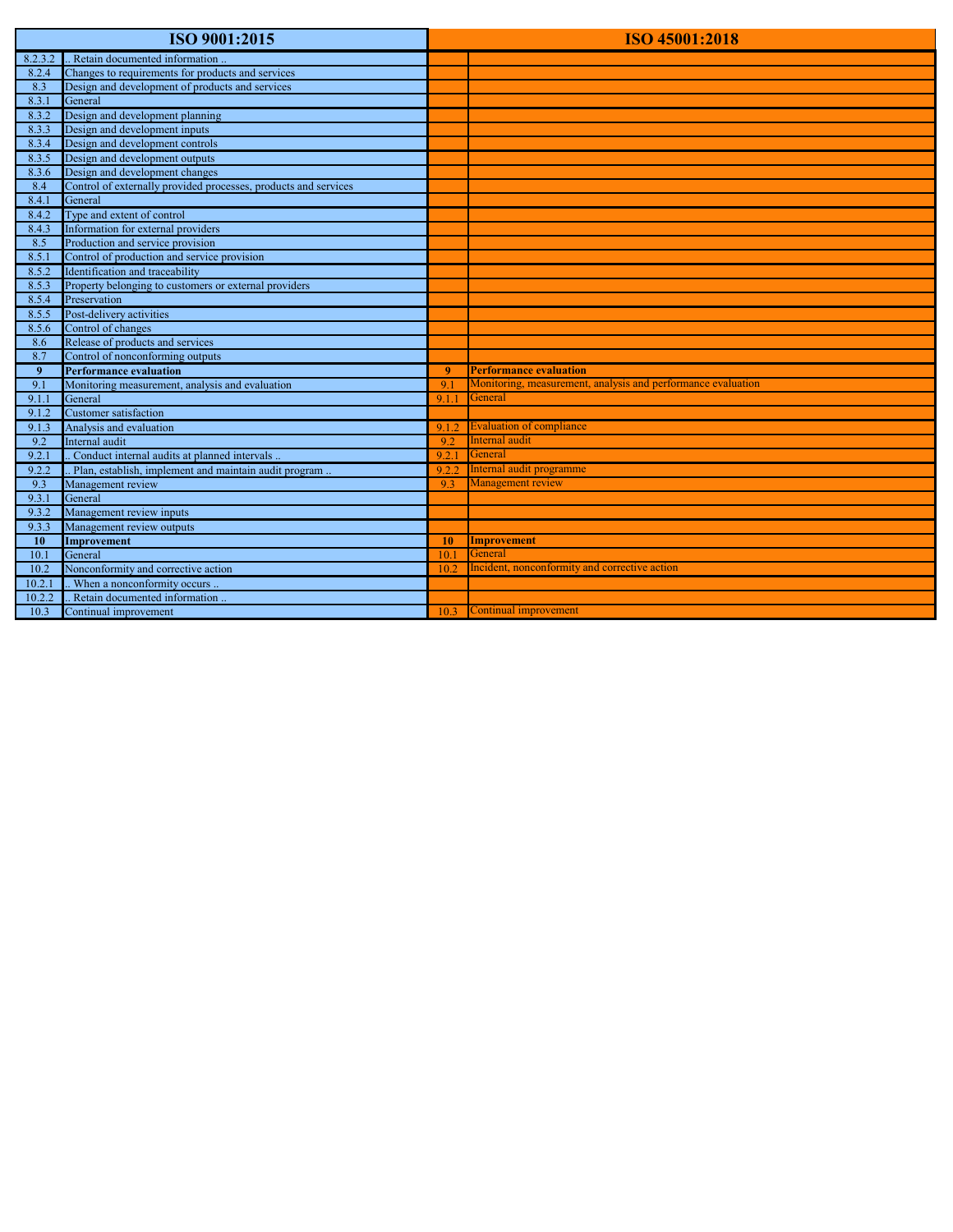| ISO 9001:2015 | | ISO 45001:2018 | |
|---|---|---|---|
| 8.2.3.2 | .. Retain documented information .. | | |
| 8.2.4 | Changes to requirements for products and services | | |
| 8.3 | Design and development of products and services | | |
| 8.3.1 | General | | |
| 8.3.2 | Design and development planning | | |
| 8.3.3 | Design and development inputs | | |
| 8.3.4 | Design and development controls | | |
| 8.3.5 | Design and development outputs | | |
| 8.3.6 | Design and development changes | | |
| 8.4 | Control of externally provided processes, products and services | | |
| 8.4.1 | General | | |
| 8.4.2 | Type and extent of control | | |
| 8.4.3 | Information for external providers | | |
| 8.5 | Production and service provision | | |
| 8.5.1 | Control of production and service provision | | |
| 8.5.2 | Identification and traceability | | |
| 8.5.3 | Property belonging to customers or external providers | | |
| 8.5.4 | Preservation | | |
| 8.5.5 | Post-delivery activities | | |
| 8.5.6 | Control of changes | | |
| 8.6 | Release of products and services | | |
| 8.7 | Control of nonconforming outputs | | |
| **9** | **Performance evaluation** | **9** | **Performance evaluation** |
| 9.1 | Monitoring measurement, analysis and evaluation | 9.1 | Monitoring, measurement, analysis and performance evaluation |
| 9.1.1 | General | 9.1.1 | General |
| 9.1.2 | Customer satisfaction | | |
| 9.1.3 | Analysis and evaluation | 9.1.2 | Evaluation of compliance |
| 9.2 | Internal audit | 9.2 | Internal audit |
| 9.2.1 | .. Conduct internal audits at planned intervals .. | 9.2.1 | General |
| 9.2.2 | .. Plan, establish, implement and maintain audit program .. | 9.2.2 | Internal audit programme |
| 9.3 | Management review | 9.3 | Management review |
| 9.3.1 | General | | |
| 9.3.2 | Management review inputs | | |
| 9.3.3 | Management review outputs | | |
| **10** | **Improvement** | **10** | **Improvement** |
| 10.1 | General | 10.1 | General |
| 10.2 | Nonconformity and corrective action | 10.2 | Incident, nonconformity and corrective action |
| 10.2.1 | .. When a nonconformity occurs .. | | |
| 10.2.2 | .. Retain documented information .. | | |
| 10.3 | Continual improvement | 10.3 | Continual improvement |